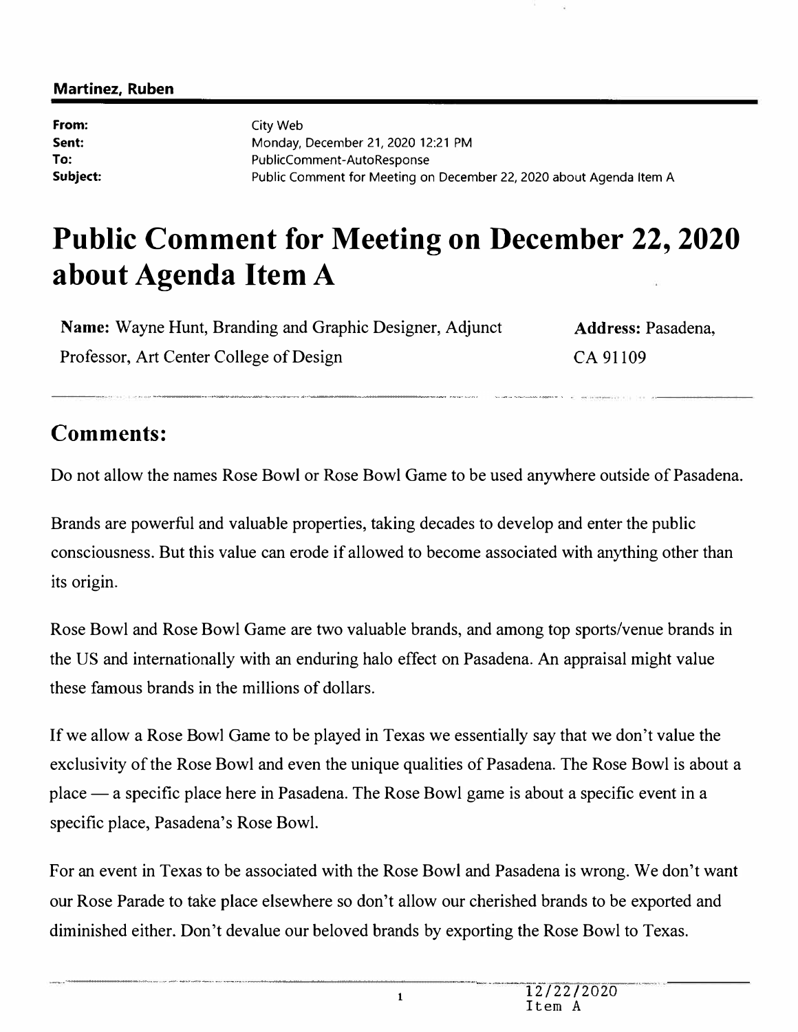**Martinez, Ruben**

| | |
|---|---|
| **From:** | City Web |
| **Sent:** | Monday, December 21, 2020 12:21 PM |
| **To:** | PublicComment-AutoResponse |
| **Subject:** | Public Comment for Meeting on December 22, 2020 about Agenda Item A |

# Public Comment for Meeting on December 22, 2020 about Agenda Item A

| | |
|---|---|
| **Name:** Wayne Hunt, Branding and Graphic Designer, Adjunct Professor, Art Center College of Design | **Address:** Pasadena, CA 91109 |

## Comments:

Do not allow the names Rose Bowl or Rose Bowl Game to be used anywhere outside of Pasadena.

Brands are powerful and valuable properties, taking decades to develop and enter the public consciousness. But this value can erode if allowed to become associated with anything other than its origin.

Rose Bowl and Rose Bowl Game are two valuable brands, and among top sports/venue brands in the US and internationally with an enduring halo effect on Pasadena. An appraisal might value these famous brands in the millions of dollars.

If we allow a Rose Bowl Game to be played in Texas we essentially say that we don't value the exclusivity of the Rose Bowl and even the unique qualities of Pasadena. The Rose Bowl is about a place — a specific place here in Pasadena. The Rose Bowl game is about a specific event in a specific place, Pasadena's Rose Bowl.

For an event in Texas to be associated with the Rose Bowl and Pasadena is wrong. We don't want our Rose Parade to take place elsewhere so don't allow our cherished brands to be exported and diminished either. Don't devalue our beloved brands by exporting the Rose Bowl to Texas.

12/22/2020
Item A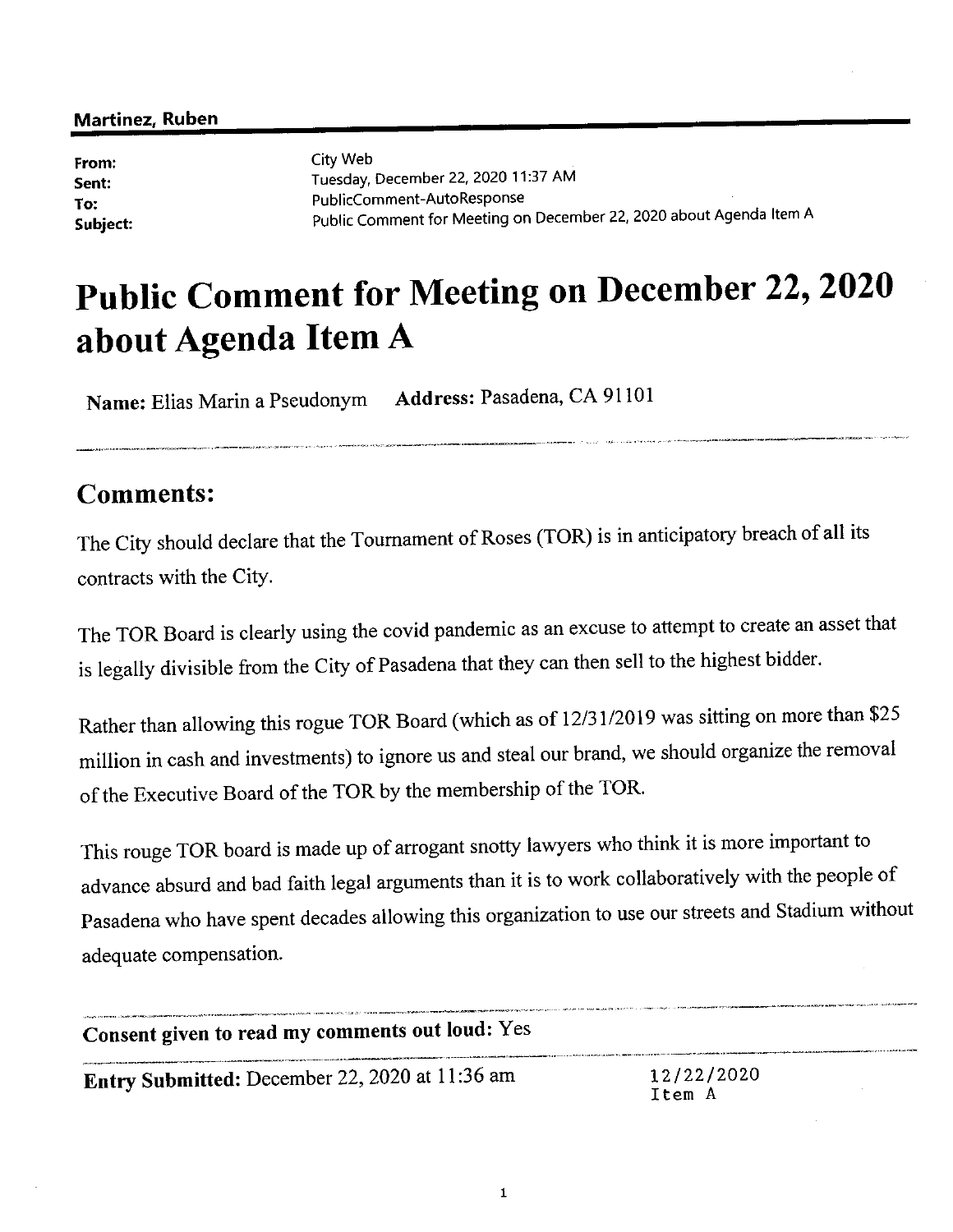**Martinez, Ruben**

**From:** City Web
**Sent:** Tuesday, December 22, 2020 11:37 AM
**To:** PublicComment-AutoResponse
**Subject:** Public Comment for Meeting on December 22, 2020 about Agenda Item A

# Public Comment for Meeting on December 22, 2020 about Agenda Item A

**Name:** Elias Marin a Pseudonym **Address:** Pasadena, CA 91101

## Comments:

The City should declare that the Tournament of Roses (TOR) is in anticipatory breach of all its contracts with the City.

The TOR Board is clearly using the covid pandemic as an excuse to attempt to create an asset that is legally divisible from the City of Pasadena that they can then sell to the highest bidder.

Rather than allowing this rogue TOR Board (which as of 12/31/2019 was sitting on more than $25 million in cash and investments) to ignore us and steal our brand, we should organize the removal of the Executive Board of the TOR by the membership of the TOR.

This rouge TOR board is made up of arrogant snotty lawyers who think it is more important to advance absurd and bad faith legal arguments than it is to work collaboratively with the people of Pasadena who have spent decades allowing this organization to use our streets and Stadium without adequate compensation.

**Consent given to read my comments out loud:** Yes

**Entry Submitted:** December 22, 2020 at 11:36 am

12/22/2020
Item A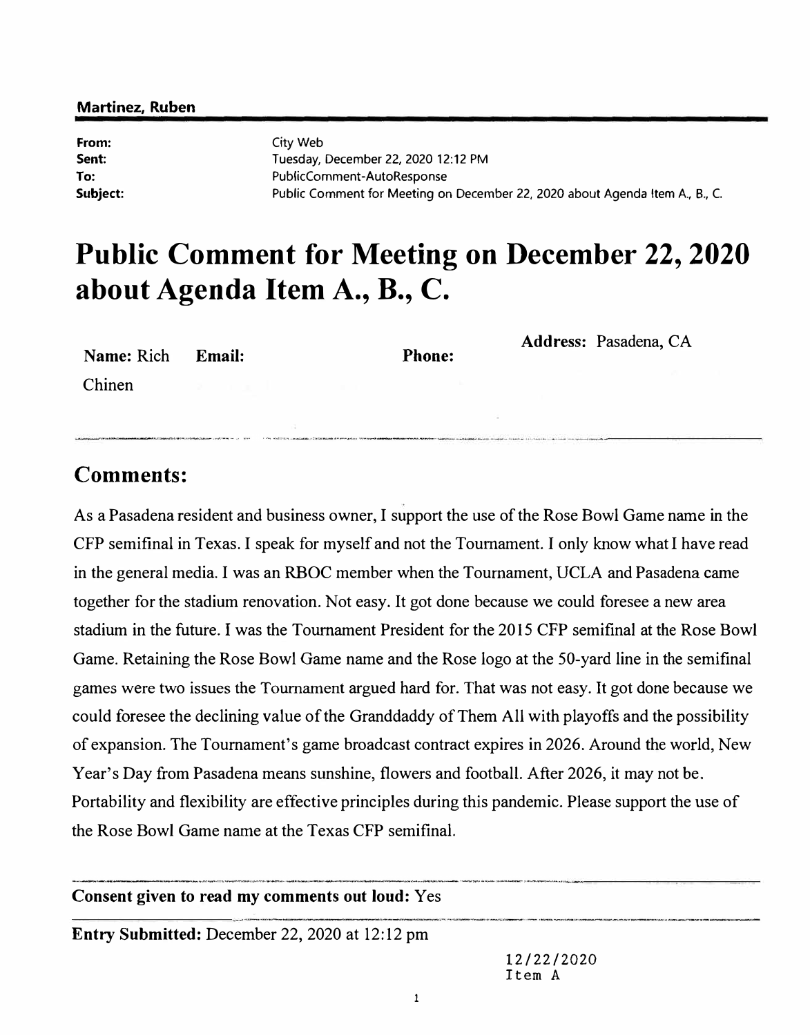**Martinez, Ruben**

| | |
|---|---|
| **From:** | City Web |
| **Sent:** | Tuesday, December 22, 2020 12:12 PM |
| **To:** | PublicComment-AutoResponse |
| **Subject:** | Public Comment for Meeting on December 22, 2020 about Agenda Item A., B., C. |

# Public Comment for Meeting on December 22, 2020 about Agenda Item A., B., C.

**Name:** Rich Chinen **Email:** **Phone:** **Address:** Pasadena, CA

## Comments:

As a Pasadena resident and business owner, I support the use of the Rose Bowl Game name in the CFP semifinal in Texas. I speak for myself and not the Tournament. I only know what I have read in the general media. I was an RBOC member when the Tournament, UCLA and Pasadena came together for the stadium renovation. Not easy. It got done because we could foresee a new area stadium in the future. I was the Tournament President for the 2015 CFP semifinal at the Rose Bowl Game. Retaining the Rose Bowl Game name and the Rose logo at the 50-yard line in the semifinal games were two issues the Tournament argued hard for. That was not easy. It got done because we could foresee the declining value of the Granddaddy of Them All with playoffs and the possibility of expansion. The Tournament's game broadcast contract expires in 2026. Around the world, New Year's Day from Pasadena means sunshine, flowers and football. After 2026, it may not be. Portability and flexibility are effective principles during this pandemic. Please support the use of the Rose Bowl Game name at the Texas CFP semifinal.

**Consent given to read my comments out loud:** Yes

**Entry Submitted:** December 22, 2020 at 12:12 pm

12/22/2020
Item A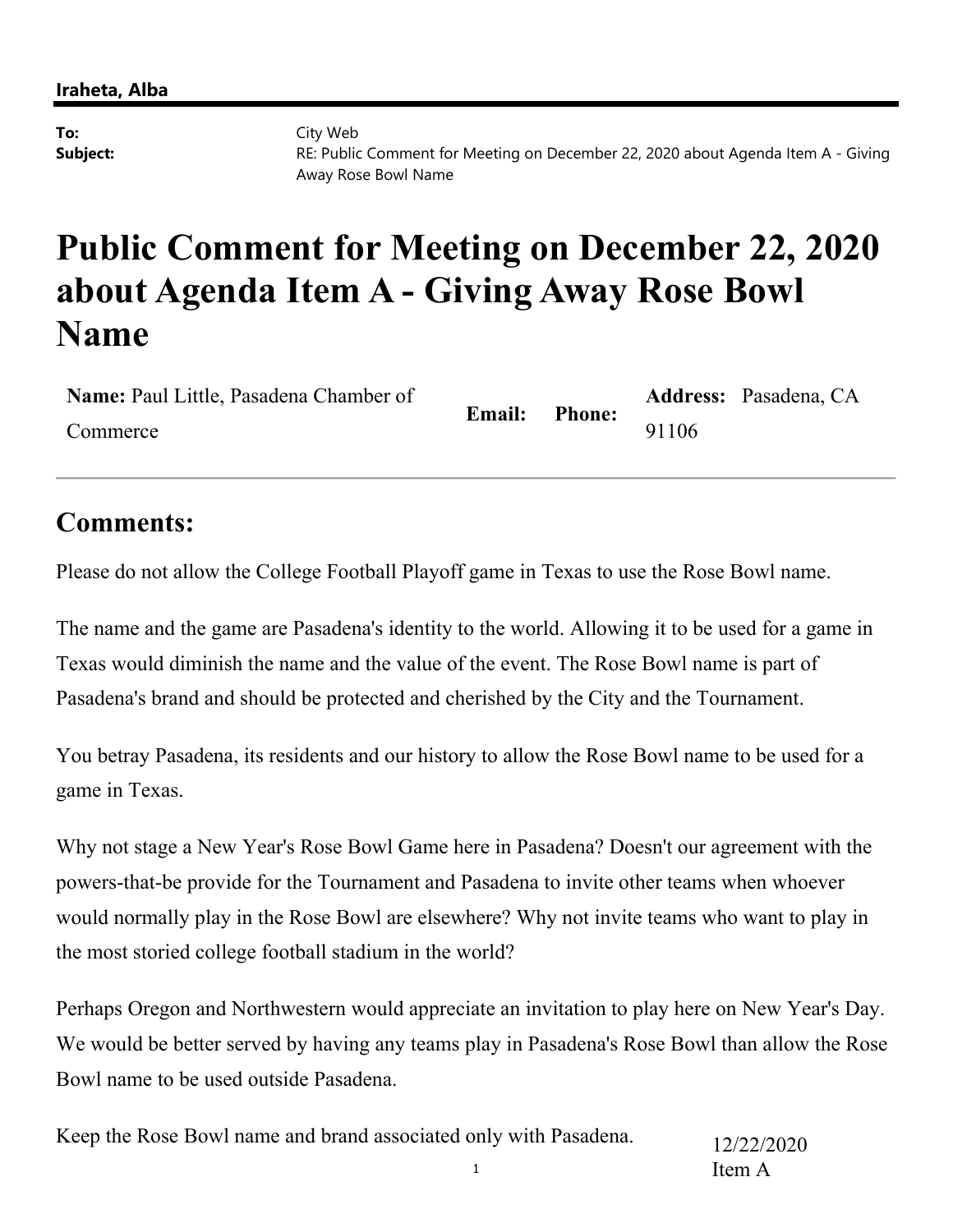**Iraheta, Alba**

**To:** City Web
**Subject:** RE: Public Comment for Meeting on December 22, 2020 about Agenda Item A - Giving Away Rose Bowl Name

# Public Comment for Meeting on December 22, 2020 about Agenda Item A - Giving Away Rose Bowl Name

| **Name:** Paul Little, Pasadena Chamber of Commerce | **Email:** | **Phone:** | **Address:** Pasadena, CA 91106 |
| --- | --- | --- | --- |

## Comments:

Please do not allow the College Football Playoff game in Texas to use the Rose Bowl name.

The name and the game are Pasadena's identity to the world. Allowing it to be used for a game in Texas would diminish the name and the value of the event. The Rose Bowl name is part of Pasadena's brand and should be protected and cherished by the City and the Tournament.

You betray Pasadena, its residents and our history to allow the Rose Bowl name to be used for a game in Texas.

Why not stage a New Year's Rose Bowl Game here in Pasadena? Doesn't our agreement with the powers-that-be provide for the Tournament and Pasadena to invite other teams when whoever would normally play in the Rose Bowl are elsewhere? Why not invite teams who want to play in the most storied college football stadium in the world?

Perhaps Oregon and Northwestern would appreciate an invitation to play here on New Year's Day. We would be better served by having any teams play in Pasadena's Rose Bowl than allow the Rose Bowl name to be used outside Pasadena.

Keep the Rose Bowl name and brand associated only with Pasadena.

12/22/2020
Item A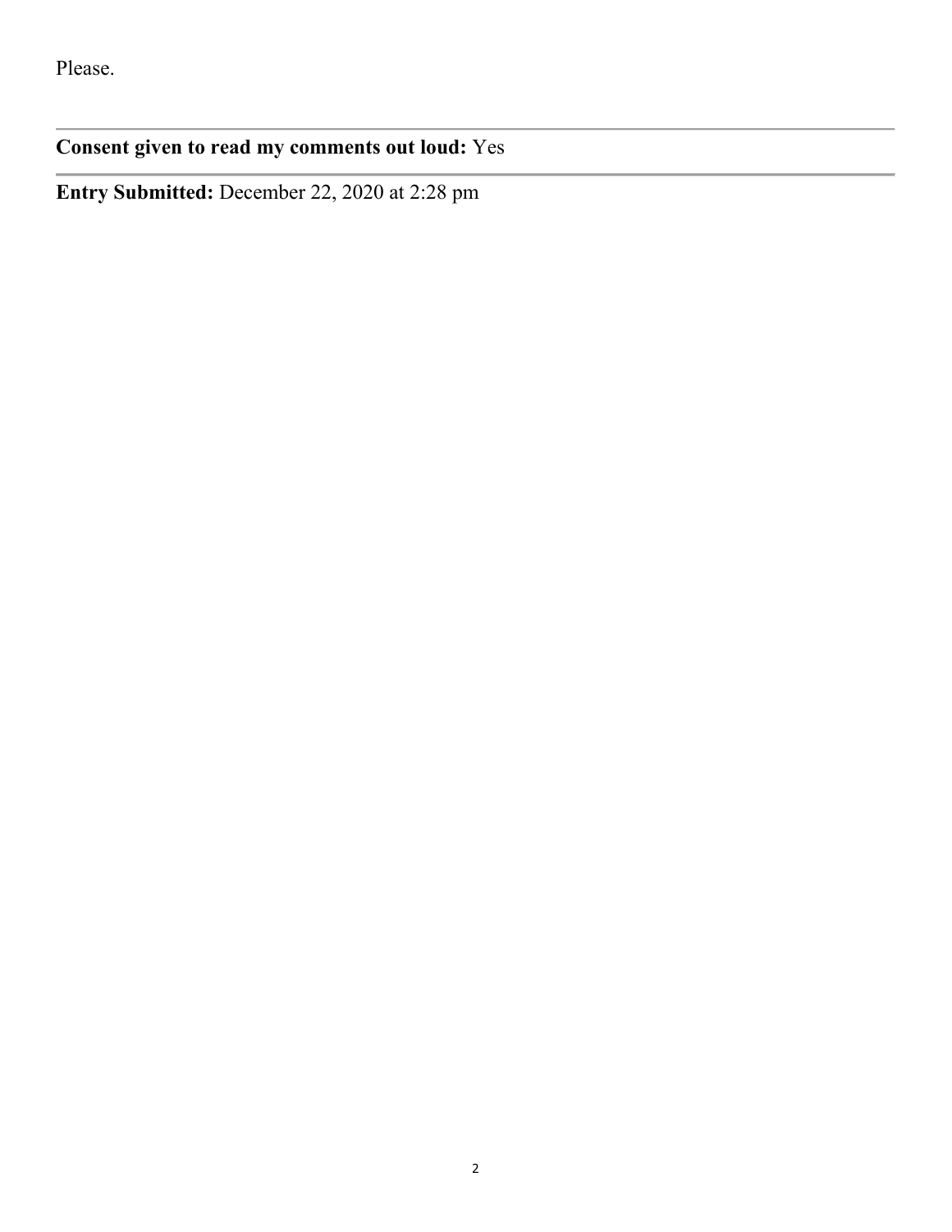Please.

---

**Consent given to read my comments out loud:** Yes

---

**Entry Submitted:** December 22, 2020 at 2:28 pm